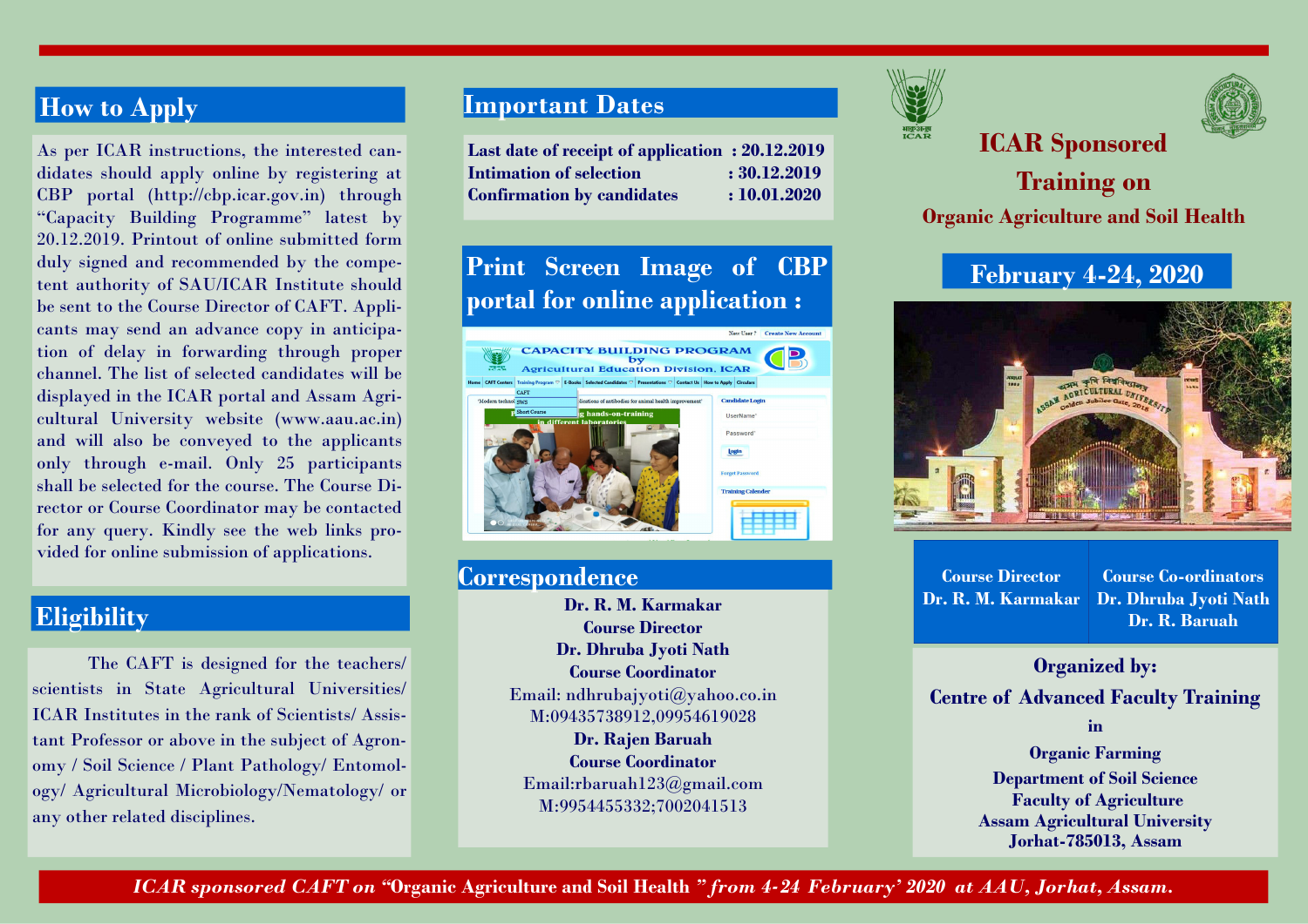## How to Apply

As per ICAR instructions, the interested candidates should apply online by registering at CBP portal (http://cbp.icar.gov.in) through "Capacity Building Programme" latest by 20.12.2019. Printout of online submitted form duly signed and recommended by the competent authority of SAU/ICAR Institute should be sent to the Course Director of CAFT. Applicants may send an advance copy in anticipation of delay in forwarding through proper channel. The list of selected candidates will be displayed in the ICAR portal and Assam Agricultural University website (www.aau.ac.in) and will also be conveyed to the applicants only through e-mail. Only 25 participants shall be selected for the course. The Course Director or Course Coordinator may be contacted for any query. Kindly see the web links provided for online submission of applications.

## Eligibility

The CAFT is designed for the teachers/ scientists in State Agricultural Universities/ ICAR Institutes in the rank of Scientists/ Assistant Professor or above in the subject of Agronomy / Soil Science / Plant Pathology/ Entomology/ Agricultural Microbiology/Nematology/ or any other related disciplines.

## Important Dates

| | |
|---|---|
| **Last date of receipt of application** | **: 20.12.2019** |
| **Intimation of selection** | **: 30.12.2019** |
| **Confirmation by candidates** | **: 10.01.2020** |

## Print Screen Image of CBP portal for online application :

## Correspondence

**Dr. R. M. Karmakar**
**Course Director**
**Dr. Dhruba Jyoti Nath**
**Course Coordinator**
Email: ndhrubajyoti@yahoo.co.in
M:09435738912,09954619028
**Dr. Rajen Baruah**
**Course Coordinator**
Email:rbaruah123@gmail.com
M:9954455332;7002041513

# ICAR Sponsored Training on

## Organic Agriculture and Soil Health

## February 4-24, 2020

| Course Director | Course Co-ordinators |
|---|---|
| Dr. R. M. Karmakar | Dr. Dhruba Jyoti Nath<br>Dr. R. Baruah |

**Organized by:**
**Centre of Advanced Faculty Training**
**in**
**Organic Farming**
**Department of Soil Science**
**Faculty of Agriculture**
**Assam Agricultural University**
**Jorhat-785013, Assam**

*ICAR sponsored CAFT on* **"Organic Agriculture and Soil Health"** *from 4-24 February' 2020 at AAU, Jorhat, Assam.*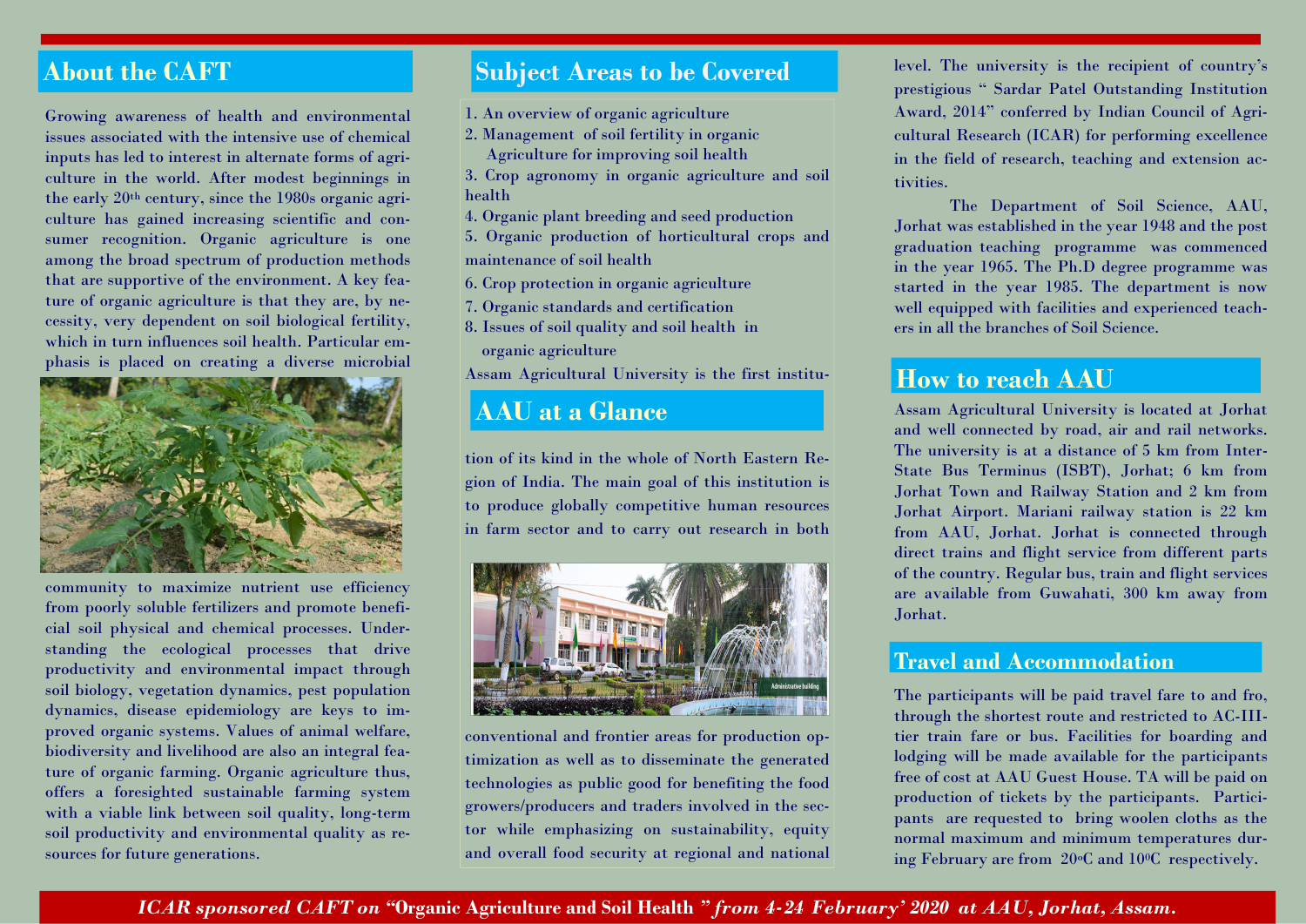## About the CAFT

Growing awareness of health and environmental issues associated with the intensive use of chemical inputs has led to interest in alternate forms of agriculture in the world. After modest beginnings in the early 20th century, since the 1980s organic agriculture has gained increasing scientific and consumer recognition. Organic agriculture is one among the broad spectrum of production methods that are supportive of the environment. A key feature of organic agriculture is that they are, by necessity, very dependent on soil biological fertility, which in turn influences soil health. Particular emphasis is placed on creating a diverse microbial community to maximize nutrient use efficiency from poorly soluble fertilizers and promote beneficial soil physical and chemical processes. Understanding the ecological processes that drive productivity and environmental impact through soil biology, vegetation dynamics, pest population dynamics, disease epidemiology are keys to improved organic systems. Values of animal welfare, biodiversity and livelihood are also an integral feature of organic farming. Organic agriculture thus, offers a foresighted sustainable farming system with a viable link between soil quality, long-term soil productivity and environmental quality as resources for future generations.

## Subject Areas to be Covered

1. An overview of organic agriculture
2. Management of soil fertility in organic Agriculture for improving soil health
3. Crop agronomy in organic agriculture and soil health
4. Organic plant breeding and seed production
5. Organic production of horticultural crops and maintenance of soil health
6. Crop protection in organic agriculture
7. Organic standards and certification
8. Issues of soil quality and soil health in organic agriculture

## AAU at a Glance

Assam Agricultural University is the first institution of its kind in the whole of North Eastern Region of India. The main goal of this institution is to produce globally competitive human resources in farm sector and to carry out research in both conventional and frontier areas for production optimization as well as to disseminate the generated technologies as public good for benefiting the food growers/producers and traders involved in the sector while emphasizing on sustainability, equity and overall food security at regional and national level. The university is the recipient of country's prestigious " Sardar Patel Outstanding Institution Award, 2014" conferred by Indian Council of Agricultural Research (ICAR) for performing excellence in the field of research, teaching and extension activities.

The Department of Soil Science, AAU, Jorhat was established in the year 1948 and the post graduation teaching programme was commenced in the year 1965. The Ph.D degree programme was started in the year 1985. The department is now well equipped with facilities and experienced teachers in all the branches of Soil Science.

## How to reach AAU

Assam Agricultural University is located at Jorhat and well connected by road, air and rail networks. The university is at a distance of 5 km from Inter-State Bus Terminus (ISBT), Jorhat; 6 km from Jorhat Town and Railway Station and 2 km from Jorhat Airport. Mariani railway station is 22 km from AAU, Jorhat. Jorhat is connected through direct trains and flight service from different parts of the country. Regular bus, train and flight services are available from Guwahati, 300 km away from Jorhat.

## Travel and Accommodation

The participants will be paid travel fare to and fro, through the shortest route and restricted to AC-III-tier train fare or bus. Facilities for boarding and lodging will be made available for the participants free of cost at AAU Guest House. TA will be paid on production of tickets by the participants. Participants are requested to bring woolen cloths as the normal maximum and minimum temperatures during February are from 20°C and 10°C respectively.

***ICAR sponsored CAFT on* "Organic Agriculture and Soil Health" *from 4-24 February' 2020 at AAU, Jorhat, Assam.***